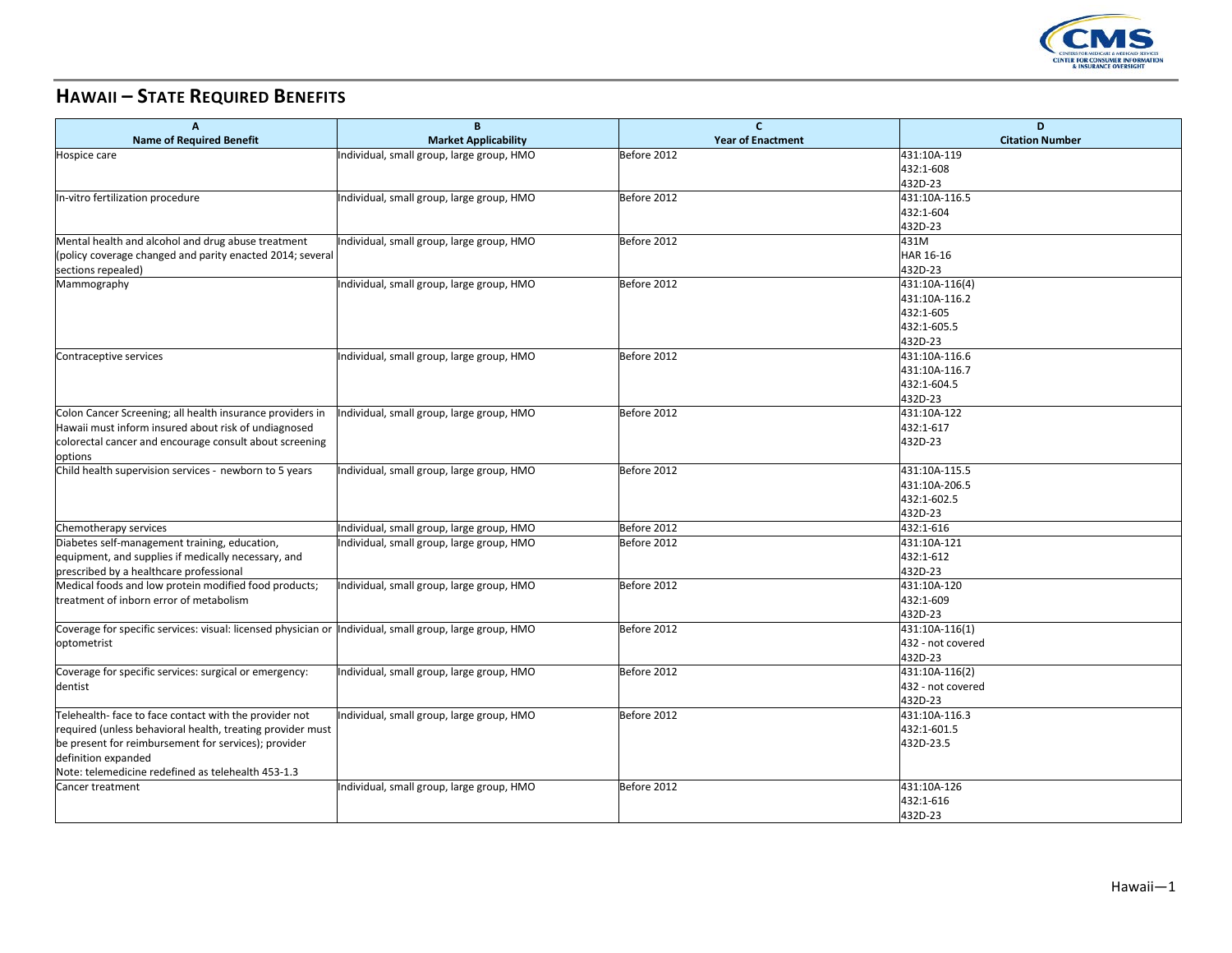# HAWAII – STATE REQUIRED BENEFITS

| A<br>Name of Required Benefit | B<br>Market Applicability | C<br>Year of Enactment | D<br>Citation Number |
|---|---|---|---|
| Hospice care | Individual, small group, large group, HMO | Before 2012 | 431:10A-119<br>432:1-608<br>432D-23 |
| In-vitro fertilization procedure | Individual, small group, large group, HMO | Before 2012 | 431:10A-116.5<br>432:1-604<br>432D-23 |
| Mental health and alcohol and drug abuse treatment (policy coverage changed and parity enacted 2014; several sections repealed) | Individual, small group, large group, HMO | Before 2012 | 431M<br>HAR 16-16<br>432D-23 |
| Mammography | Individual, small group, large group, HMO | Before 2012 | 431:10A-116(4)<br>431:10A-116.2<br>432:1-605<br>432:1-605.5<br>432D-23 |
| Contraceptive services | Individual, small group, large group, HMO | Before 2012 | 431:10A-116.6<br>431:10A-116.7<br>432:1-604.5<br>432D-23 |
| Colon Cancer Screening; all health insurance providers in Hawaii must inform insured about risk of undiagnosed colorectal cancer and encourage consult about screening options | Individual, small group, large group, HMO | Before 2012 | 431:10A-122<br>432:1-617<br>432D-23 |
| Child health supervision services - newborn to 5 years | Individual, small group, large group, HMO | Before 2012 | 431:10A-115.5<br>431:10A-206.5<br>432:1-602.5<br>432D-23 |
| Chemotherapy services | Individual, small group, large group, HMO | Before 2012 | 432:1-616 |
| Diabetes self-management training, education, equipment, and supplies if medically necessary, and prescribed by a healthcare professional | Individual, small group, large group, HMO | Before 2012 | 431:10A-121<br>432:1-612<br>432D-23 |
| Medical foods and low protein modified food products; treatment of inborn error of metabolism | Individual, small group, large group, HMO | Before 2012 | 431:10A-120<br>432:1-609<br>432D-23 |
| Coverage for specific services: visual: licensed physician or optometrist | Individual, small group, large group, HMO | Before 2012 | 431:10A-116(1)<br>432 - not covered<br>432D-23 |
| Coverage for specific services: surgical or emergency: dentist | Individual, small group, large group, HMO | Before 2012 | 431:10A-116(2)<br>432 - not covered<br>432D-23 |
| Telehealth- face to face contact with the provider not required (unless behavioral health, treating provider must be present for reimbursement for services); provider definition expanded<br>Note: telemedicine redefined as telehealth 453-1.3 | Individual, small group, large group, HMO | Before 2012 | 431:10A-116.3<br>432:1-601.5<br>432D-23.5 |
| Cancer treatment | Individual, small group, large group, HMO | Before 2012 | 431:10A-126<br>432:1-616<br>432D-23 |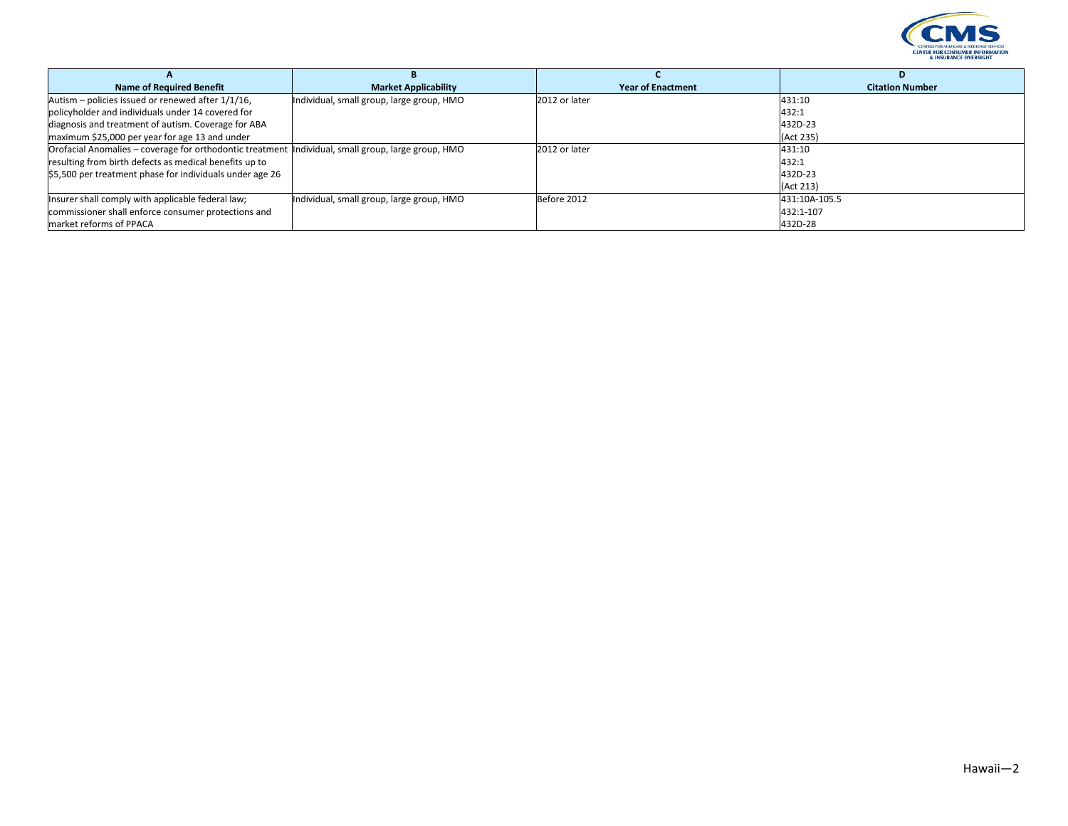| A<br>Name of Required Benefit | B<br>Market Applicability | C<br>Year of Enactment | D<br>Citation Number |
|---|---|---|---|
| Autism – policies issued or renewed after 1/1/16, policyholder and individuals under 14 covered for diagnosis and treatment of autism. Coverage for ABA maximum $25,000 per year for age 13 and under | Individual, small group, large group, HMO | 2012 or later | 431:10<br>432:1<br>432D-23<br>(Act 235) |
| Orofacial Anomalies – coverage for orthodontic treatment resulting from birth defects as medical benefits up to $5,500 per treatment phase for individuals under age 26 | Individual, small group, large group, HMO | 2012 or later | 431:10<br>432:1<br>432D-23<br>(Act 213) |
| Insurer shall comply with applicable federal law; commissioner shall enforce consumer protections and market reforms of PPACA | Individual, small group, large group, HMO | Before 2012 | 431:10A-105.5<br>432:1-107<br>432D-28 |